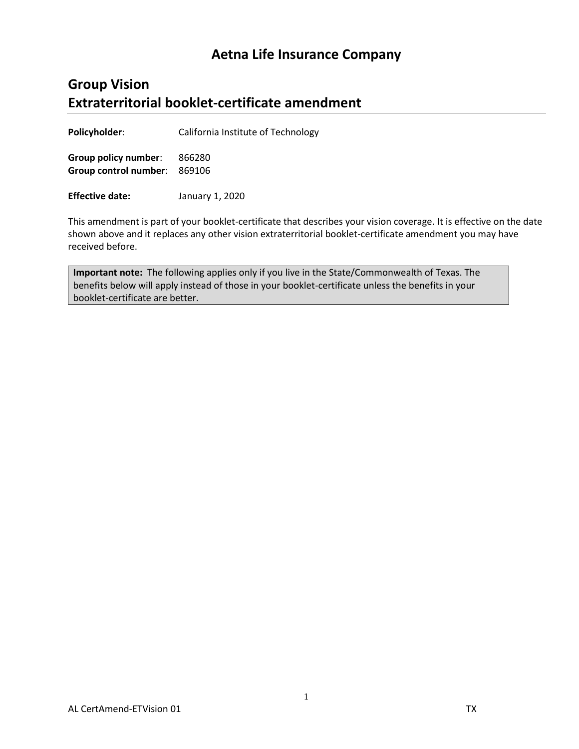# Aetna Life Insurance Company

## Group Vision
## Extraterritorial booklet-certificate amendment

**Policyholder**: California Institute of Technology

**Group policy number**: 866280
**Group control number**: 869106

**Effective date:** January 1, 2020

This amendment is part of your booklet-certificate that describes your vision coverage. It is effective on the date shown above and it replaces any other vision extraterritorial booklet-certificate amendment you may have received before.

> **Important note:** The following applies only if you live in the State/Commonwealth of Texas. The benefits below will apply instead of those in your booklet-certificate unless the benefits in your booklet-certificate are better.

AL CertAmend-ETVision 01 TX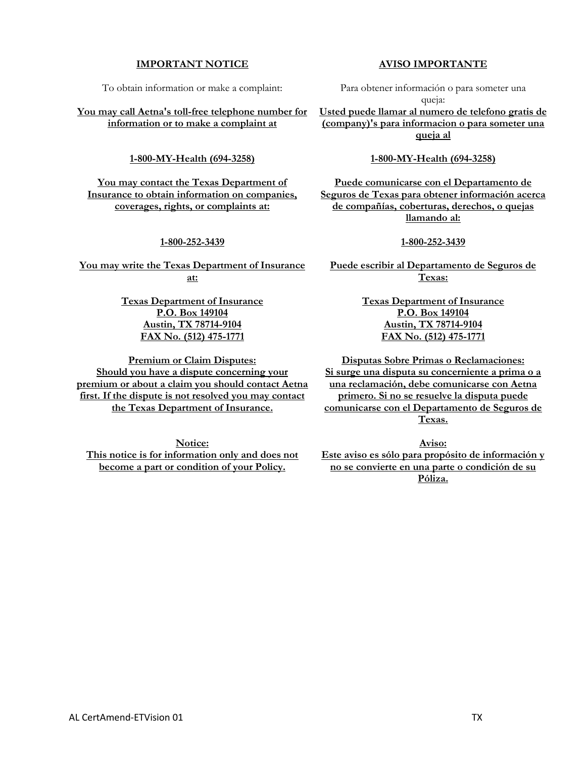## IMPORTANT NOTICE

To obtain information or make a complaint:

**You may call Aetna's toll-free telephone number for information or to make a complaint at**

**1-800-MY-Health (694-3258)**

**You may contact the Texas Department of Insurance to obtain information on companies, coverages, rights, or complaints at:**

**1-800-252-3439**

**You may write the Texas Department of Insurance at:**

**Texas Department of Insurance**
**P.O. Box 149104**
**Austin, TX 78714-9104**
**FAX No. (512) 475-1771**

**Premium or Claim Disputes:**
**Should you have a dispute concerning your premium or about a claim you should contact Aetna first. If the dispute is not resolved you may contact the Texas Department of Insurance.**

**Notice:**
**This notice is for information only and does not become a part or condition of your Policy.**

## AVISO IMPORTANTE

Para obtener información o para someter una queja:

**Usted puede llamar al numero de telefono gratis de (company)'s para informacion o para someter una queja al**

**1-800-MY-Health (694-3258)**

**Puede comunicarse con el Departamento de Seguros de Texas para obtener información acerca de compañías, coberturas, derechos, o quejas llamando al:**

**1-800-252-3439**

**Puede escribir al Departamento de Seguros de Texas:**

**Texas Department of Insurance**
**P.O. Box 149104**
**Austin, TX 78714-9104**
**FAX No. (512) 475-1771**

**Disputas Sobre Primas o Reclamaciones:**
**Si surge una disputa su concerniente a prima o a una reclamación, debe comunicarse con Aetna primero. Si no se resuelve la disputa puede comunicarse con el Departamento de Seguros de Texas.**

**Aviso:**
**Este aviso es sólo para propósito de información y no se convierte en una parte o condición de su Póliza.**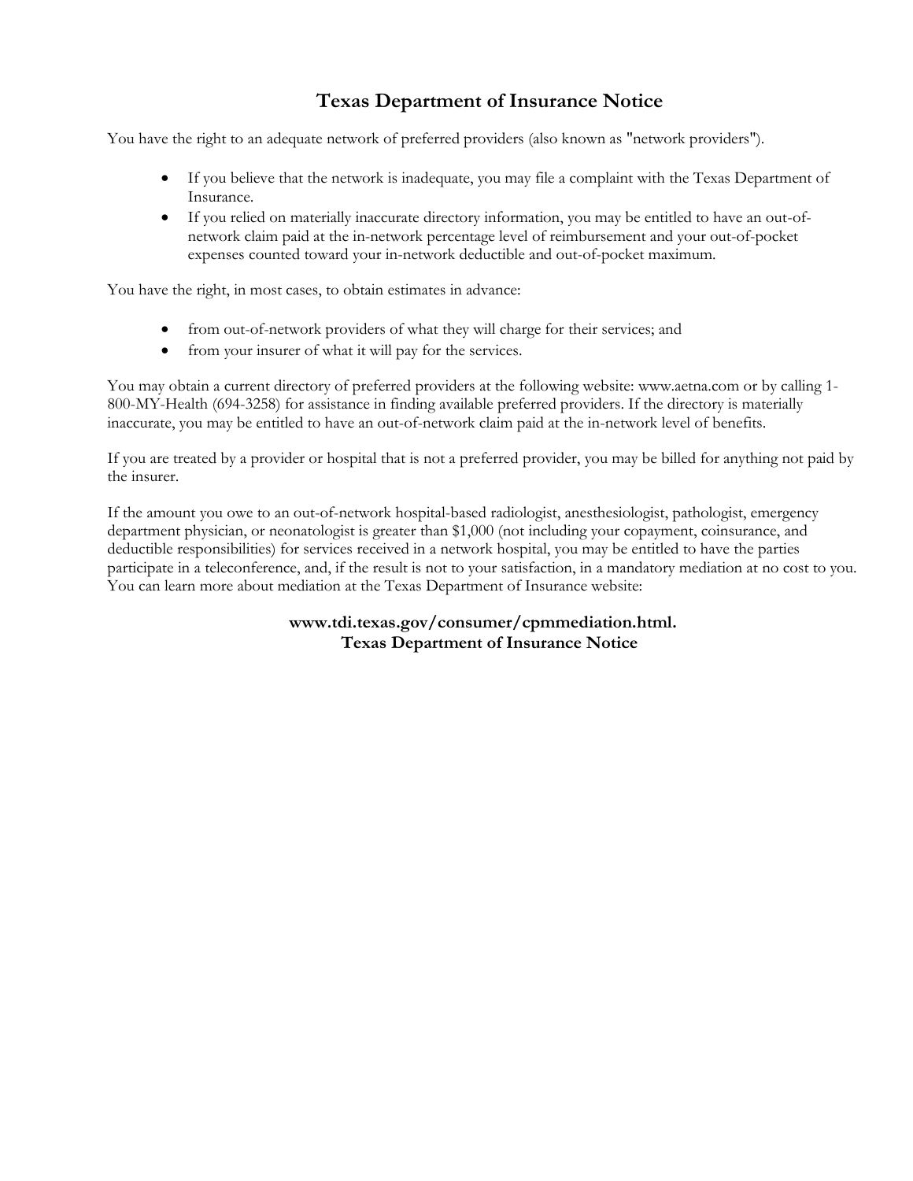# Texas Department of Insurance Notice

You have the right to an adequate network of preferred providers (also known as "network providers").

- If you believe that the network is inadequate, you may file a complaint with the Texas Department of Insurance.
- If you relied on materially inaccurate directory information, you may be entitled to have an out-of-network claim paid at the in-network percentage level of reimbursement and your out-of-pocket expenses counted toward your in-network deductible and out-of-pocket maximum.

You have the right, in most cases, to obtain estimates in advance:

- from out-of-network providers of what they will charge for their services; and
- from your insurer of what it will pay for the services.

You may obtain a current directory of preferred providers at the following website: www.aetna.com or by calling 1-800-MY-Health (694-3258) for assistance in finding available preferred providers. If the directory is materially inaccurate, you may be entitled to have an out-of-network claim paid at the in-network level of benefits.

If you are treated by a provider or hospital that is not a preferred provider, you may be billed for anything not paid by the insurer.

If the amount you owe to an out-of-network hospital-based radiologist, anesthesiologist, pathologist, emergency department physician, or neonatologist is greater than $1,000 (not including your copayment, coinsurance, and deductible responsibilities) for services received in a network hospital, you may be entitled to have the parties participate in a teleconference, and, if the result is not to your satisfaction, in a mandatory mediation at no cost to you. You can learn more about mediation at the Texas Department of Insurance website:

**www.tdi.texas.gov/consumer/cpmmediation.html.**
**Texas Department of Insurance Notice**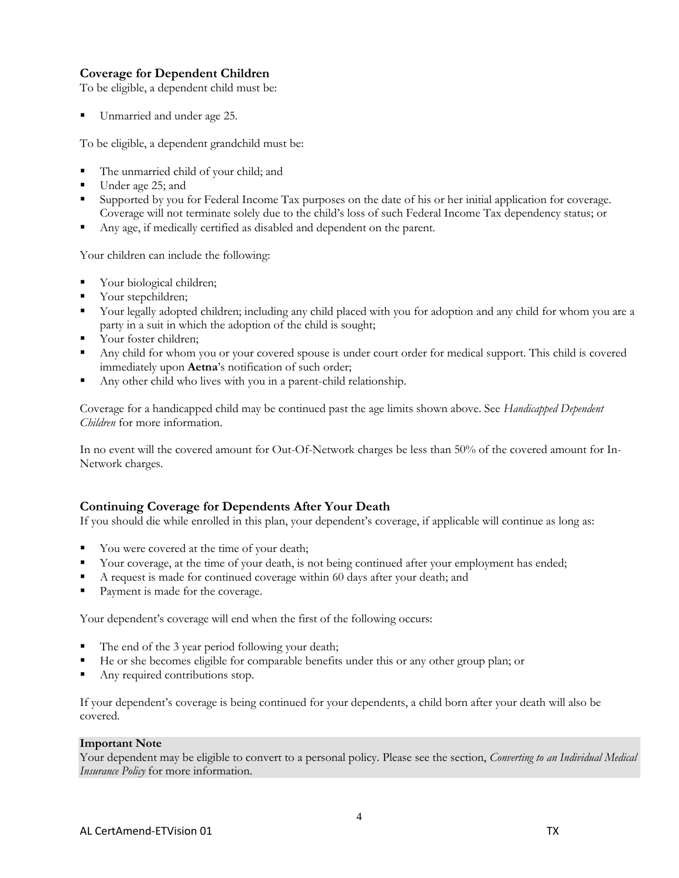### Coverage for Dependent Children

To be eligible, a dependent child must be:

- Unmarried and under age 25.

To be eligible, a dependent grandchild must be:

- The unmarried child of your child; and
- Under age 25; and
- Supported by you for Federal Income Tax purposes on the date of his or her initial application for coverage. Coverage will not terminate solely due to the child's loss of such Federal Income Tax dependency status; or
- Any age, if medically certified as disabled and dependent on the parent.

Your children can include the following:

- Your biological children;
- Your stepchildren;
- Your legally adopted children; including any child placed with you for adoption and any child for whom you are a party in a suit in which the adoption of the child is sought;
- Your foster children;
- Any child for whom you or your covered spouse is under court order for medical support. This child is covered immediately upon **Aetna**'s notification of such order;
- Any other child who lives with you in a parent-child relationship.

Coverage for a handicapped child may be continued past the age limits shown above. See *Handicapped Dependent Children* for more information.

In no event will the covered amount for Out-Of-Network charges be less than 50% of the covered amount for In-Network charges.

### Continuing Coverage for Dependents After Your Death

If you should die while enrolled in this plan, your dependent's coverage, if applicable will continue as long as:

- You were covered at the time of your death;
- Your coverage, at the time of your death, is not being continued after your employment has ended;
- A request is made for continued coverage within 60 days after your death; and
- Payment is made for the coverage.

Your dependent's coverage will end when the first of the following occurs:

- The end of the 3 year period following your death;
- He or she becomes eligible for comparable benefits under this or any other group plan; or
- Any required contributions stop.

If your dependent's coverage is being continued for your dependents, a child born after your death will also be covered.

**Important Note**

Your dependent may be eligible to convert to a personal policy. Please see the section, *Converting to an Individual Medical Insurance Policy* for more information.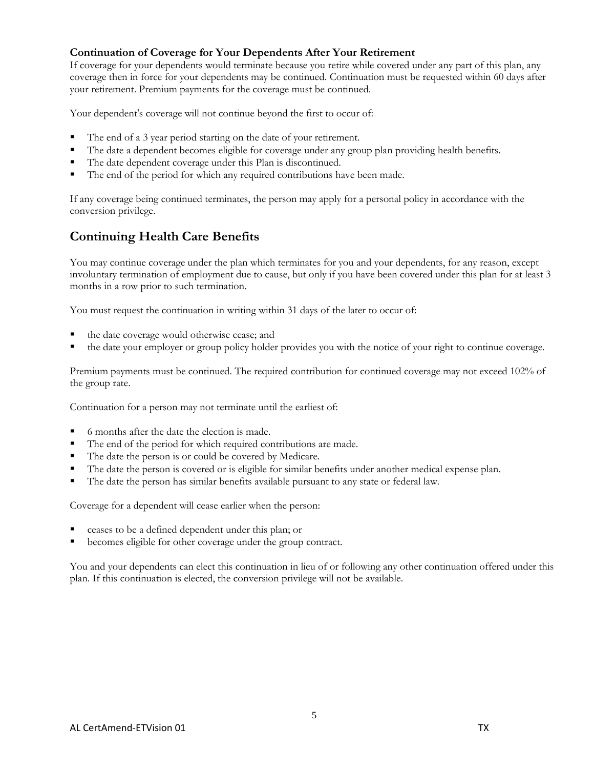**Continuation of Coverage for Your Dependents After Your Retirement**

If coverage for your dependents would terminate because you retire while covered under any part of this plan, any coverage then in force for your dependents may be continued. Continuation must be requested within 60 days after your retirement. Premium payments for the coverage must be continued.

Your dependent's coverage will not continue beyond the first to occur of:

- The end of a 3 year period starting on the date of your retirement.
- The date a dependent becomes eligible for coverage under any group plan providing health benefits.
- The date dependent coverage under this Plan is discontinued.
- The end of the period for which any required contributions have been made.

If any coverage being continued terminates, the person may apply for a personal policy in accordance with the conversion privilege.

## Continuing Health Care Benefits

You may continue coverage under the plan which terminates for you and your dependents, for any reason, except involuntary termination of employment due to cause, but only if you have been covered under this plan for at least 3 months in a row prior to such termination.

You must request the continuation in writing within 31 days of the later to occur of:

- the date coverage would otherwise cease; and
- the date your employer or group policy holder provides you with the notice of your right to continue coverage.

Premium payments must be continued. The required contribution for continued coverage may not exceed 102% of the group rate.

Continuation for a person may not terminate until the earliest of:

- 6 months after the date the election is made.
- The end of the period for which required contributions are made.
- The date the person is or could be covered by Medicare.
- The date the person is covered or is eligible for similar benefits under another medical expense plan.
- The date the person has similar benefits available pursuant to any state or federal law.

Coverage for a dependent will cease earlier when the person:

- ceases to be a defined dependent under this plan; or
- becomes eligible for other coverage under the group contract.

You and your dependents can elect this continuation in lieu of or following any other continuation offered under this plan. If this continuation is elected, the conversion privilege will not be available.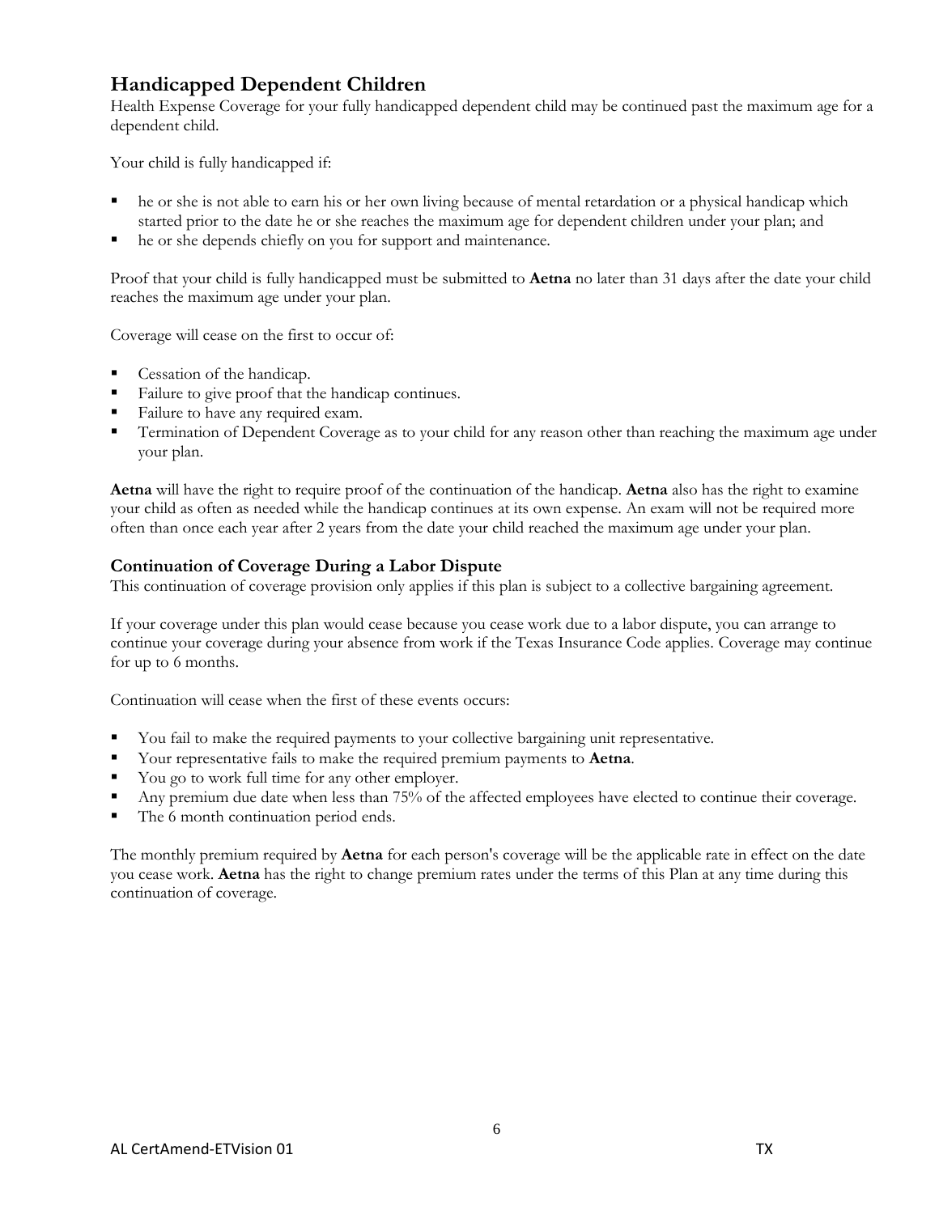## Handicapped Dependent Children

Health Expense Coverage for your fully handicapped dependent child may be continued past the maximum age for a dependent child.

Your child is fully handicapped if:

- he or she is not able to earn his or her own living because of mental retardation or a physical handicap which started prior to the date he or she reaches the maximum age for dependent children under your plan; and
- he or she depends chiefly on you for support and maintenance.

Proof that your child is fully handicapped must be submitted to **Aetna** no later than 31 days after the date your child reaches the maximum age under your plan.

Coverage will cease on the first to occur of:

- Cessation of the handicap.
- Failure to give proof that the handicap continues.
- Failure to have any required exam.
- Termination of Dependent Coverage as to your child for any reason other than reaching the maximum age under your plan.

**Aetna** will have the right to require proof of the continuation of the handicap. **Aetna** also has the right to examine your child as often as needed while the handicap continues at its own expense. An exam will not be required more often than once each year after 2 years from the date your child reached the maximum age under your plan.

### Continuation of Coverage During a Labor Dispute

This continuation of coverage provision only applies if this plan is subject to a collective bargaining agreement.

If your coverage under this plan would cease because you cease work due to a labor dispute, you can arrange to continue your coverage during your absence from work if the Texas Insurance Code applies. Coverage may continue for up to 6 months.

Continuation will cease when the first of these events occurs:

- You fail to make the required payments to your collective bargaining unit representative.
- Your representative fails to make the required premium payments to **Aetna**.
- You go to work full time for any other employer.
- Any premium due date when less than 75% of the affected employees have elected to continue their coverage.
- The 6 month continuation period ends.

The monthly premium required by **Aetna** for each person's coverage will be the applicable rate in effect on the date you cease work. **Aetna** has the right to change premium rates under the terms of this Plan at any time during this continuation of coverage.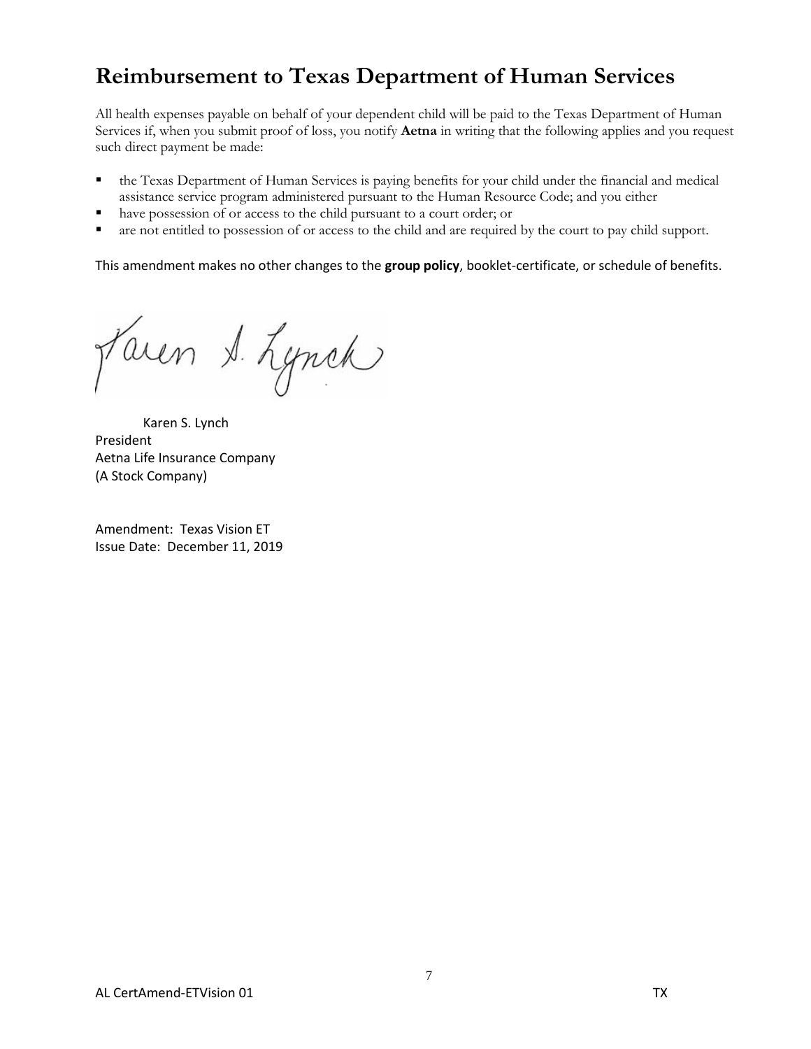## Reimbursement to Texas Department of Human Services

All health expenses payable on behalf of your dependent child will be paid to the Texas Department of Human Services if, when you submit proof of loss, you notify **Aetna** in writing that the following applies and you request such direct payment be made:

- the Texas Department of Human Services is paying benefits for your child under the financial and medical assistance service program administered pursuant to the Human Resource Code; and you either
- have possession of or access to the child pursuant to a court order; or
- are not entitled to possession of or access to the child and are required by the court to pay child support.

This amendment makes no other changes to the **group policy**, booklet-certificate, or schedule of benefits.

Karen S. Lynch
President
Aetna Life Insurance Company
(A Stock Company)

Amendment: Texas Vision ET
Issue Date: December 11, 2019

AL CertAmend-ETVision 01 TX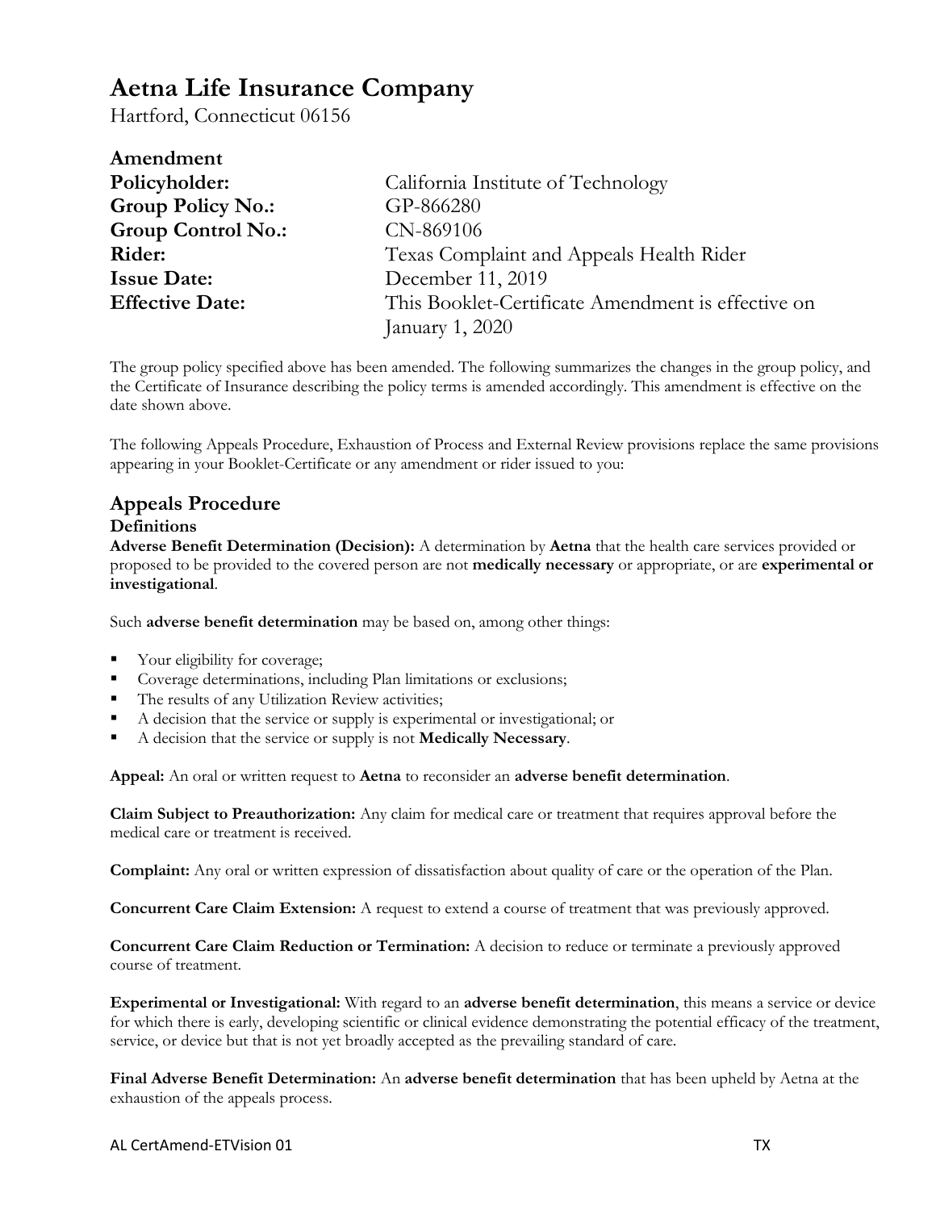# Aetna Life Insurance Company

Hartford, Connecticut 06156

| | |
|---|---|
| **Amendment** | |
| **Policyholder:** | California Institute of Technology |
| **Group Policy No.:** | GP-866280 |
| **Group Control No.:** | CN-869106 |
| **Rider:** | Texas Complaint and Appeals Health Rider |
| **Issue Date:** | December 11, 2019 |
| **Effective Date:** | This Booklet-Certificate Amendment is effective on January 1, 2020 |

The group policy specified above has been amended. The following summarizes the changes in the group policy, and the Certificate of Insurance describing the policy terms is amended accordingly. This amendment is effective on the date shown above.

The following Appeals Procedure, Exhaustion of Process and External Review provisions replace the same provisions appearing in your Booklet-Certificate or any amendment or rider issued to you:

## Appeals Procedure

### Definitions

**Adverse Benefit Determination (Decision):** A determination by **Aetna** that the health care services provided or proposed to be provided to the covered person are not **medically necessary** or appropriate, or are **experimental or investigational**.

Such **adverse benefit determination** may be based on, among other things:

- Your eligibility for coverage;
- Coverage determinations, including Plan limitations or exclusions;
- The results of any Utilization Review activities;
- A decision that the service or supply is experimental or investigational; or
- A decision that the service or supply is not **Medically Necessary**.

**Appeal:** An oral or written request to **Aetna** to reconsider an **adverse benefit determination**.

**Claim Subject to Preauthorization:** Any claim for medical care or treatment that requires approval before the medical care or treatment is received.

**Complaint:** Any oral or written expression of dissatisfaction about quality of care or the operation of the Plan.

**Concurrent Care Claim Extension:** A request to extend a course of treatment that was previously approved.

**Concurrent Care Claim Reduction or Termination:** A decision to reduce or terminate a previously approved course of treatment.

**Experimental or Investigational:** With regard to an **adverse benefit determination**, this means a service or device for which there is early, developing scientific or clinical evidence demonstrating the potential efficacy of the treatment, service, or device but that is not yet broadly accepted as the prevailing standard of care.

**Final Adverse Benefit Determination:** An **adverse benefit determination** that has been upheld by Aetna at the exhaustion of the appeals process.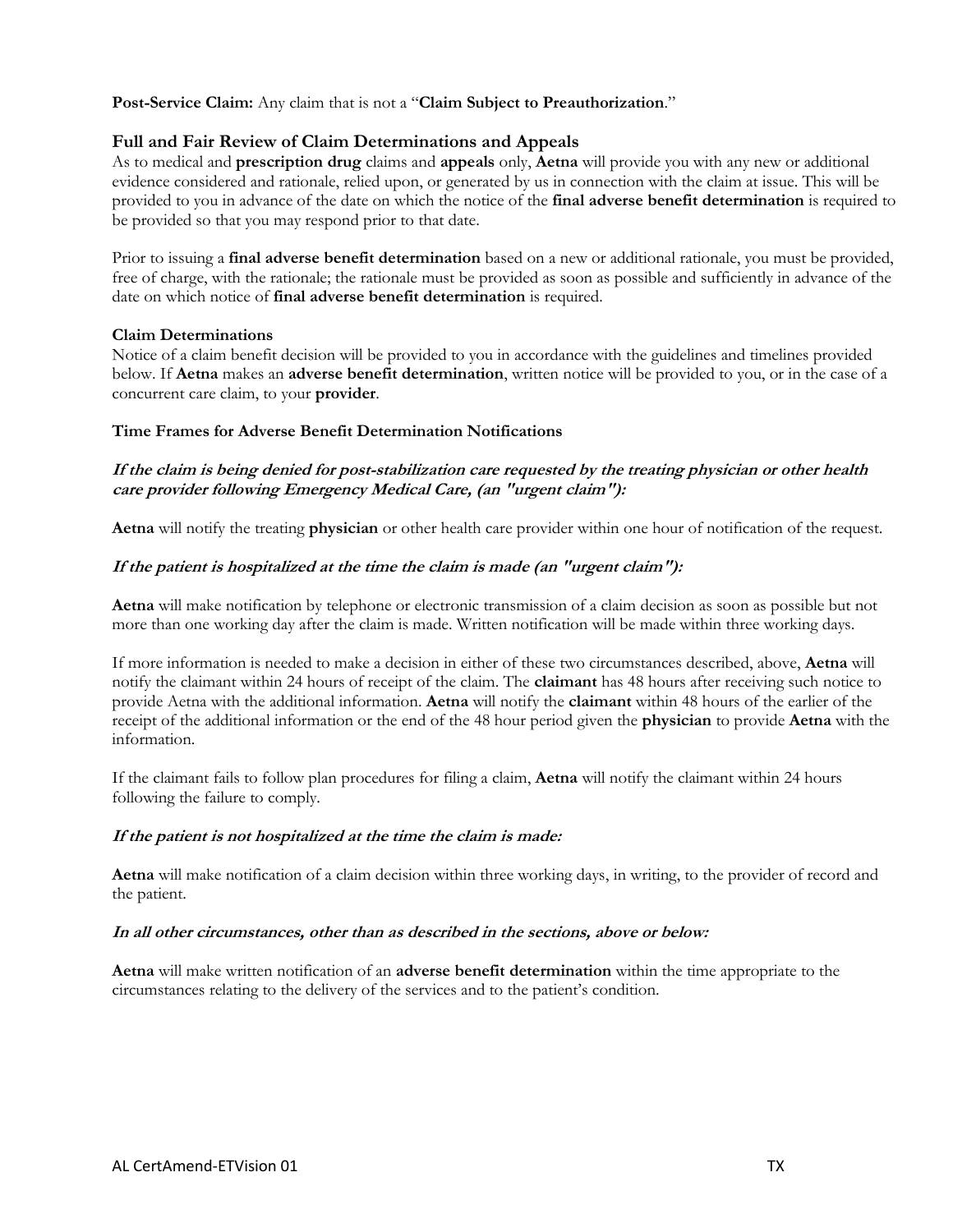**Post-Service Claim:** Any claim that is not a "**Claim Subject to Preauthorization**."

## Full and Fair Review of Claim Determinations and Appeals

As to medical and **prescription drug** claims and **appeals** only, **Aetna** will provide you with any new or additional evidence considered and rationale, relied upon, or generated by us in connection with the claim at issue. This will be provided to you in advance of the date on which the notice of the **final adverse benefit determination** is required to be provided so that you may respond prior to that date.

Prior to issuing a **final adverse benefit determination** based on a new or additional rationale, you must be provided, free of charge, with the rationale; the rationale must be provided as soon as possible and sufficiently in advance of the date on which notice of **final adverse benefit determination** is required.

### Claim Determinations

Notice of a claim benefit decision will be provided to you in accordance with the guidelines and timelines provided below. If **Aetna** makes an **adverse benefit determination**, written notice will be provided to you, or in the case of a concurrent care claim, to your **provider**.

### Time Frames for Adverse Benefit Determination Notifications

***If the claim is being denied for post-stabilization care requested by the treating physician or other health care provider following Emergency Medical Care, (an "urgent claim"):***

**Aetna** will notify the treating **physician** or other health care provider within one hour of notification of the request.

***If the patient is hospitalized at the time the claim is made (an "urgent claim"):***

**Aetna** will make notification by telephone or electronic transmission of a claim decision as soon as possible but not more than one working day after the claim is made. Written notification will be made within three working days.

If more information is needed to make a decision in either of these two circumstances described, above, **Aetna** will notify the claimant within 24 hours of receipt of the claim. The **claimant** has 48 hours after receiving such notice to provide Aetna with the additional information. **Aetna** will notify the **claimant** within 48 hours of the earlier of the receipt of the additional information or the end of the 48 hour period given the **physician** to provide **Aetna** with the information.

If the claimant fails to follow plan procedures for filing a claim, **Aetna** will notify the claimant within 24 hours following the failure to comply.

***If the patient is not hospitalized at the time the claim is made:***

**Aetna** will make notification of a claim decision within three working days, in writing, to the provider of record and the patient.

***In all other circumstances, other than as described in the sections, above or below:***

**Aetna** will make written notification of an **adverse benefit determination** within the time appropriate to the circumstances relating to the delivery of the services and to the patient's condition.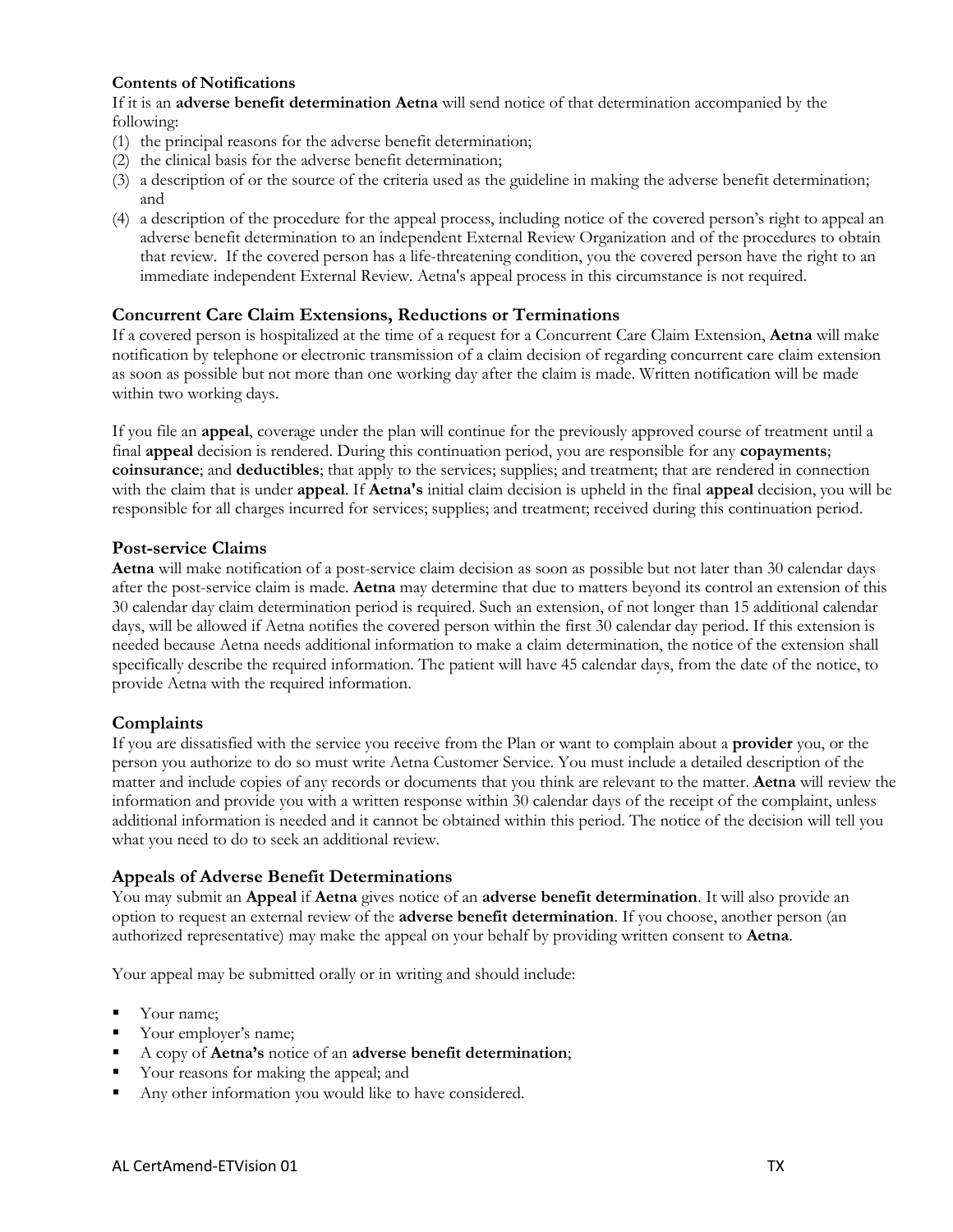**Contents of Notifications**

If it is an **adverse benefit determination Aetna** will send notice of that determination accompanied by the following:

(1) the principal reasons for the adverse benefit determination;
(2) the clinical basis for the adverse benefit determination;
(3) a description of or the source of the criteria used as the guideline in making the adverse benefit determination; and
(4) a description of the procedure for the appeal process, including notice of the covered person's right to appeal an adverse benefit determination to an independent External Review Organization and of the procedures to obtain that review. If the covered person has a life-threatening condition, you the covered person have the right to an immediate independent External Review. Aetna's appeal process in this circumstance is not required.

## Concurrent Care Claim Extensions, Reductions or Terminations

If a covered person is hospitalized at the time of a request for a Concurrent Care Claim Extension, **Aetna** will make notification by telephone or electronic transmission of a claim decision of regarding concurrent care claim extension as soon as possible but not more than one working day after the claim is made. Written notification will be made within two working days.

If you file an **appeal**, coverage under the plan will continue for the previously approved course of treatment until a final **appeal** decision is rendered. During this continuation period, you are responsible for any **copayments**; **coinsurance**; and **deductibles**; that apply to the services; supplies; and treatment; that are rendered in connection with the claim that is under **appeal**. If **Aetna's** initial claim decision is upheld in the final **appeal** decision, you will be responsible for all charges incurred for services; supplies; and treatment; received during this continuation period.

## Post-service Claims

**Aetna** will make notification of a post-service claim decision as soon as possible but not later than 30 calendar days after the post-service claim is made. **Aetna** may determine that due to matters beyond its control an extension of this 30 calendar day claim determination period is required. Such an extension, of not longer than 15 additional calendar days, will be allowed if Aetna notifies the covered person within the first 30 calendar day period. If this extension is needed because Aetna needs additional information to make a claim determination, the notice of the extension shall specifically describe the required information. The patient will have 45 calendar days, from the date of the notice, to provide Aetna with the required information.

## Complaints

If you are dissatisfied with the service you receive from the Plan or want to complain about a **provider** you, or the person you authorize to do so must write Aetna Customer Service. You must include a detailed description of the matter and include copies of any records or documents that you think are relevant to the matter. **Aetna** will review the information and provide you with a written response within 30 calendar days of the receipt of the complaint, unless additional information is needed and it cannot be obtained within this period. The notice of the decision will tell you what you need to do to seek an additional review.

## Appeals of Adverse Benefit Determinations

You may submit an **Appeal** if **Aetna** gives notice of an **adverse benefit determination**. It will also provide an option to request an external review of the **adverse benefit determination**. If you choose, another person (an authorized representative) may make the appeal on your behalf by providing written consent to **Aetna**.

Your appeal may be submitted orally or in writing and should include:

- Your name;
- Your employer's name;
- A copy of **Aetna's** notice of an **adverse benefit determination**;
- Your reasons for making the appeal; and
- Any other information you would like to have considered.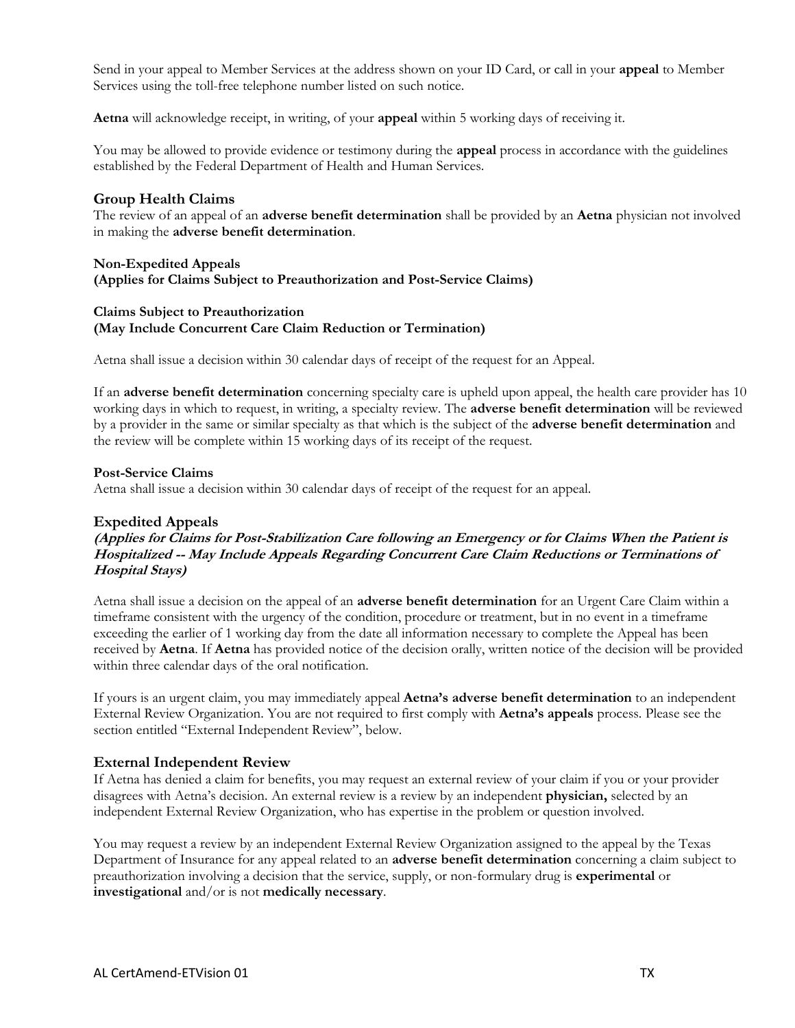Send in your appeal to Member Services at the address shown on your ID Card, or call in your **appeal** to Member Services using the toll-free telephone number listed on such notice.

**Aetna** will acknowledge receipt, in writing, of your **appeal** within 5 working days of receiving it.

You may be allowed to provide evidence or testimony during the **appeal** process in accordance with the guidelines established by the Federal Department of Health and Human Services.

## Group Health Claims

The review of an appeal of an **adverse benefit determination** shall be provided by an **Aetna** physician not involved in making the **adverse benefit determination**.

**Non-Expedited Appeals**
**(Applies for Claims Subject to Preauthorization and Post-Service Claims)**

**Claims Subject to Preauthorization**
**(May Include Concurrent Care Claim Reduction or Termination)**

Aetna shall issue a decision within 30 calendar days of receipt of the request for an Appeal.

If an **adverse benefit determination** concerning specialty care is upheld upon appeal, the health care provider has 10 working days in which to request, in writing, a specialty review. The **adverse benefit determination** will be reviewed by a provider in the same or similar specialty as that which is the subject of the **adverse benefit determination** and the review will be complete within 15 working days of its receipt of the request.

**Post-Service Claims**
Aetna shall issue a decision within 30 calendar days of receipt of the request for an appeal.

## Expedited Appeals

***(Applies for Claims for Post-Stabilization Care following an Emergency or for Claims When the Patient is Hospitalized -- May Include Appeals Regarding Concurrent Care Claim Reductions or Terminations of Hospital Stays)***

Aetna shall issue a decision on the appeal of an **adverse benefit determination** for an Urgent Care Claim within a timeframe consistent with the urgency of the condition, procedure or treatment, but in no event in a timeframe exceeding the earlier of 1 working day from the date all information necessary to complete the Appeal has been received by **Aetna**. If **Aetna** has provided notice of the decision orally, written notice of the decision will be provided within three calendar days of the oral notification.

If yours is an urgent claim, you may immediately appeal **Aetna's adverse benefit determination** to an independent External Review Organization. You are not required to first comply with **Aetna's appeals** process. Please see the section entitled "External Independent Review", below.

## External Independent Review

If Aetna has denied a claim for benefits, you may request an external review of your claim if you or your provider disagrees with Aetna's decision. An external review is a review by an independent **physician,** selected by an independent External Review Organization, who has expertise in the problem or question involved.

You may request a review by an independent External Review Organization assigned to the appeal by the Texas Department of Insurance for any appeal related to an **adverse benefit determination** concerning a claim subject to preauthorization involving a decision that the service, supply, or non-formulary drug is **experimental** or **investigational** and/or is not **medically necessary**.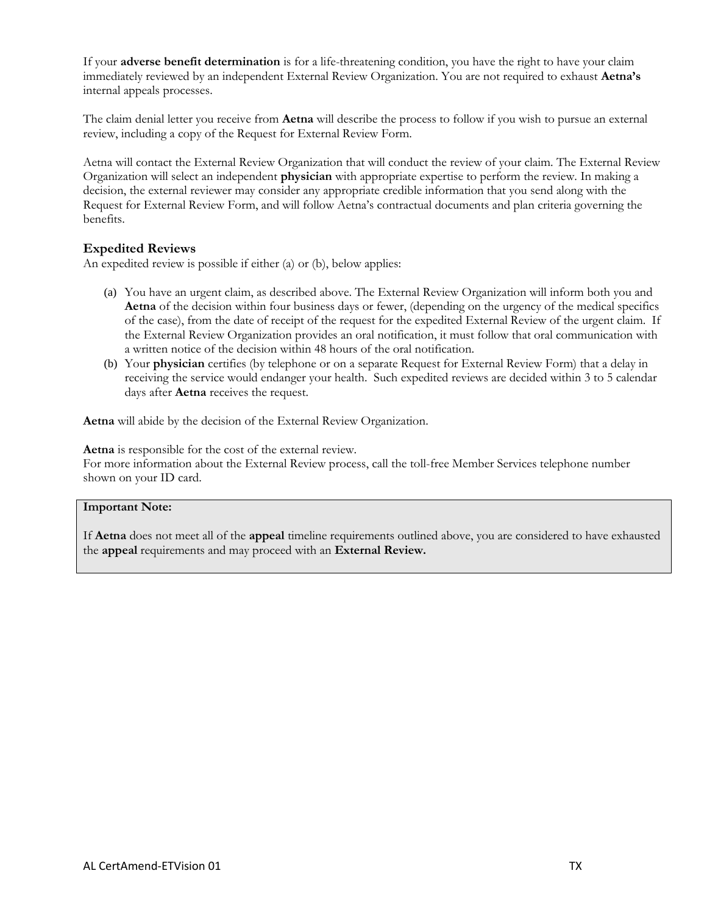If your **adverse benefit determination** is for a life-threatening condition, you have the right to have your claim immediately reviewed by an independent External Review Organization. You are not required to exhaust **Aetna's** internal appeals processes.

The claim denial letter you receive from **Aetna** will describe the process to follow if you wish to pursue an external review, including a copy of the Request for External Review Form.

Aetna will contact the External Review Organization that will conduct the review of your claim. The External Review Organization will select an independent **physician** with appropriate expertise to perform the review. In making a decision, the external reviewer may consider any appropriate credible information that you send along with the Request for External Review Form, and will follow Aetna's contractual documents and plan criteria governing the benefits.

### Expedited Reviews

An expedited review is possible if either (a) or (b), below applies:

(a) You have an urgent claim, as described above. The External Review Organization will inform both you and **Aetna** of the decision within four business days or fewer, (depending on the urgency of the medical specifics of the case), from the date of receipt of the request for the expedited External Review of the urgent claim. If the External Review Organization provides an oral notification, it must follow that oral communication with a written notice of the decision within 48 hours of the oral notification.

(b) Your **physician** certifies (by telephone or on a separate Request for External Review Form) that a delay in receiving the service would endanger your health. Such expedited reviews are decided within 3 to 5 calendar days after **Aetna** receives the request.

**Aetna** will abide by the decision of the External Review Organization.

**Aetna** is responsible for the cost of the external review.
For more information about the External Review process, call the toll-free Member Services telephone number shown on your ID card.

> **Important Note:**
>
> If **Aetna** does not meet all of the **appeal** timeline requirements outlined above, you are considered to have exhausted the **appeal** requirements and may proceed with an **External Review.**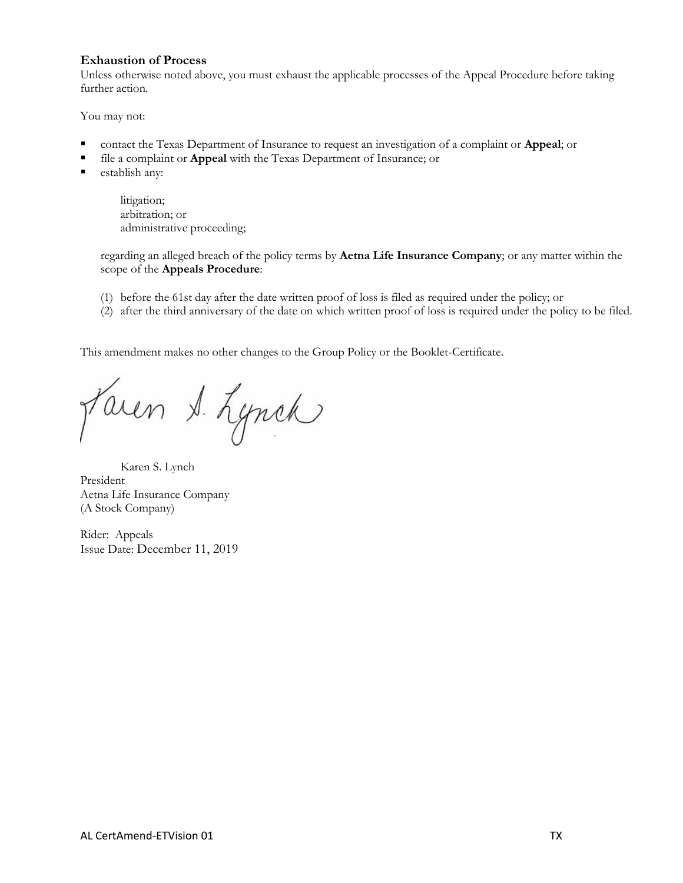### Exhaustion of Process

Unless otherwise noted above, you must exhaust the applicable processes of the Appeal Procedure before taking further action.

You may not:

- contact the Texas Department of Insurance to request an investigation of a complaint or **Appeal**; or
- file a complaint or **Appeal** with the Texas Department of Insurance; or
- establish any:

    litigation;
    arbitration; or
    administrative proceeding;

  regarding an alleged breach of the policy terms by **Aetna Life Insurance Company**; or any matter within the scope of the **Appeals Procedure**:

  (1) before the 61st day after the date written proof of loss is filed as required under the policy; or
  (2) after the third anniversary of the date on which written proof of loss is required under the policy to be filed.

This amendment makes no other changes to the Group Policy or the Booklet-Certificate.

Karen S. Lynch
President
Aetna Life Insurance Company
(A Stock Company)

Rider: Appeals
Issue Date: December 11, 2019

AL CertAmend-ETVision 01 TX